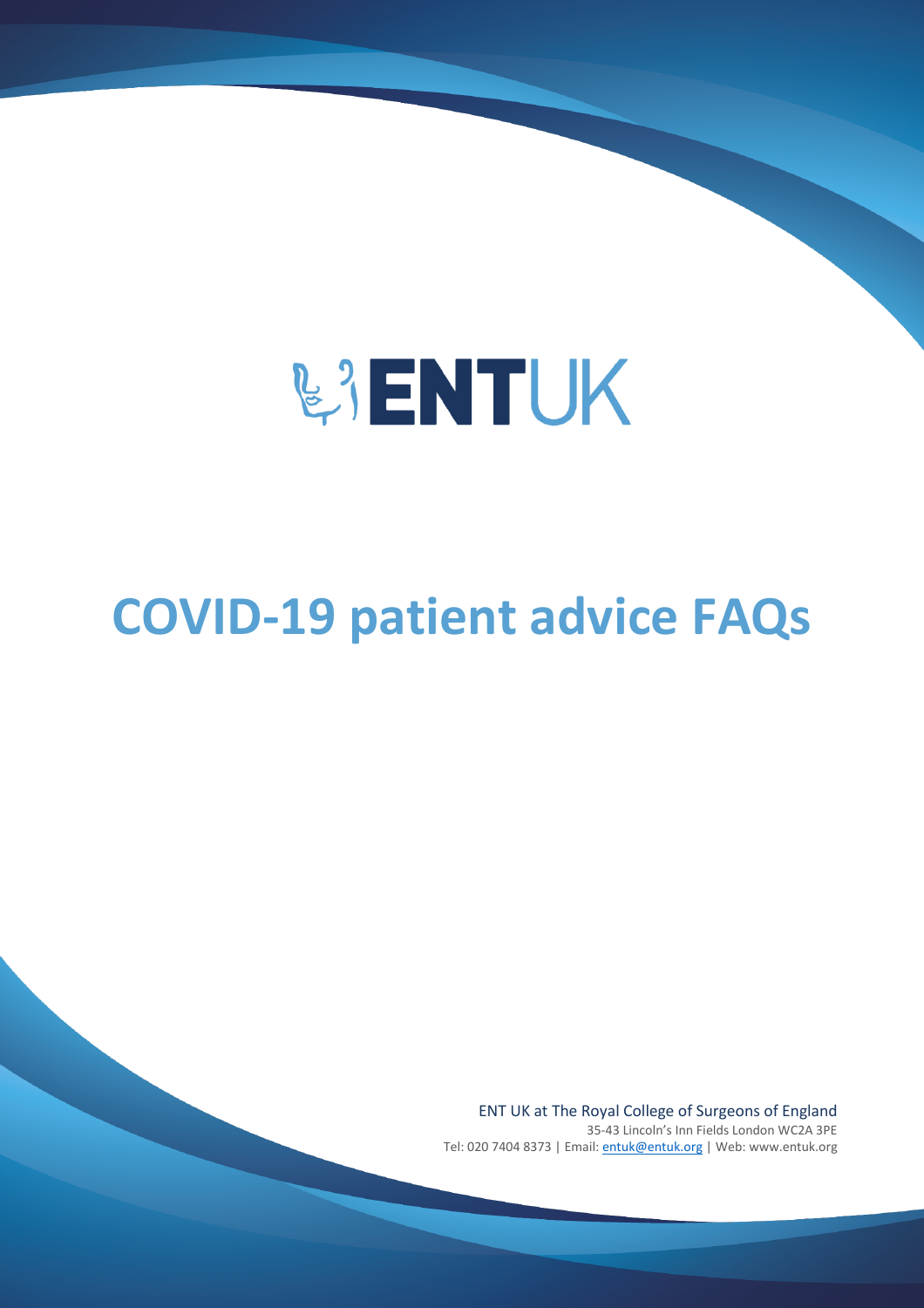ENTUK

# COVID-19 patient advice FAQs

ENT UK at The Royal College of Surgeons of England

35-43 Lincoln's Inn Fields London WC2A 3PE

Tel: 020 7404 8373 | Email: entuk@entuk.org | Web: www.entuk.org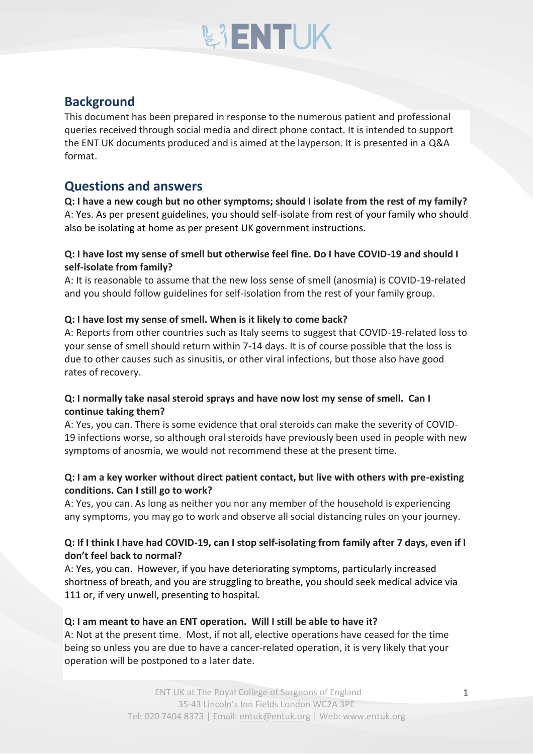## Background

This document has been prepared in response to the numerous patient and professional queries received through social media and direct phone contact. It is intended to support the ENT UK documents produced and is aimed at the layperson. It is presented in a Q&A format.

## Questions and answers

**Q: I have a new cough but no other symptoms; should I isolate from the rest of my family?**
A: Yes. As per present guidelines, you should self-isolate from rest of your family who should also be isolating at home as per present UK government instructions.

**Q: I have lost my sense of smell but otherwise feel fine. Do I have COVID-19 and should I self-isolate from family?**
A: It is reasonable to assume that the new loss sense of smell (anosmia) is COVID-19-related and you should follow guidelines for self-isolation from the rest of your family group.

**Q: I have lost my sense of smell. When is it likely to come back?**
A: Reports from other countries such as Italy seems to suggest that COVID-19-related loss to your sense of smell should return within 7-14 days. It is of course possible that the loss is due to other causes such as sinusitis, or other viral infections, but those also have good rates of recovery.

**Q: I normally take nasal steroid sprays and have now lost my sense of smell. Can I continue taking them?**
A: Yes, you can. There is some evidence that oral steroids can make the severity of COVID-19 infections worse, so although oral steroids have previously been used in people with new symptoms of anosmia, we would not recommend these at the present time.

**Q: I am a key worker without direct patient contact, but live with others with pre-existing conditions. Can I still go to work?**
A: Yes, you can. As long as neither you nor any member of the household is experiencing any symptoms, you may go to work and observe all social distancing rules on your journey.

**Q: If I think I have had COVID-19, can I stop self-isolating from family after 7 days, even if I don't feel back to normal?**
A: Yes, you can. However, if you have deteriorating symptoms, particularly increased shortness of breath, and you are struggling to breathe, you should seek medical advice via 111 or, if very unwell, presenting to hospital.

**Q: I am meant to have an ENT operation. Will I still be able to have it?**
A: Not at the present time. Most, if not all, elective operations have ceased for the time being so unless you are due to have a cancer-related operation, it is very likely that your operation will be postponed to a later date.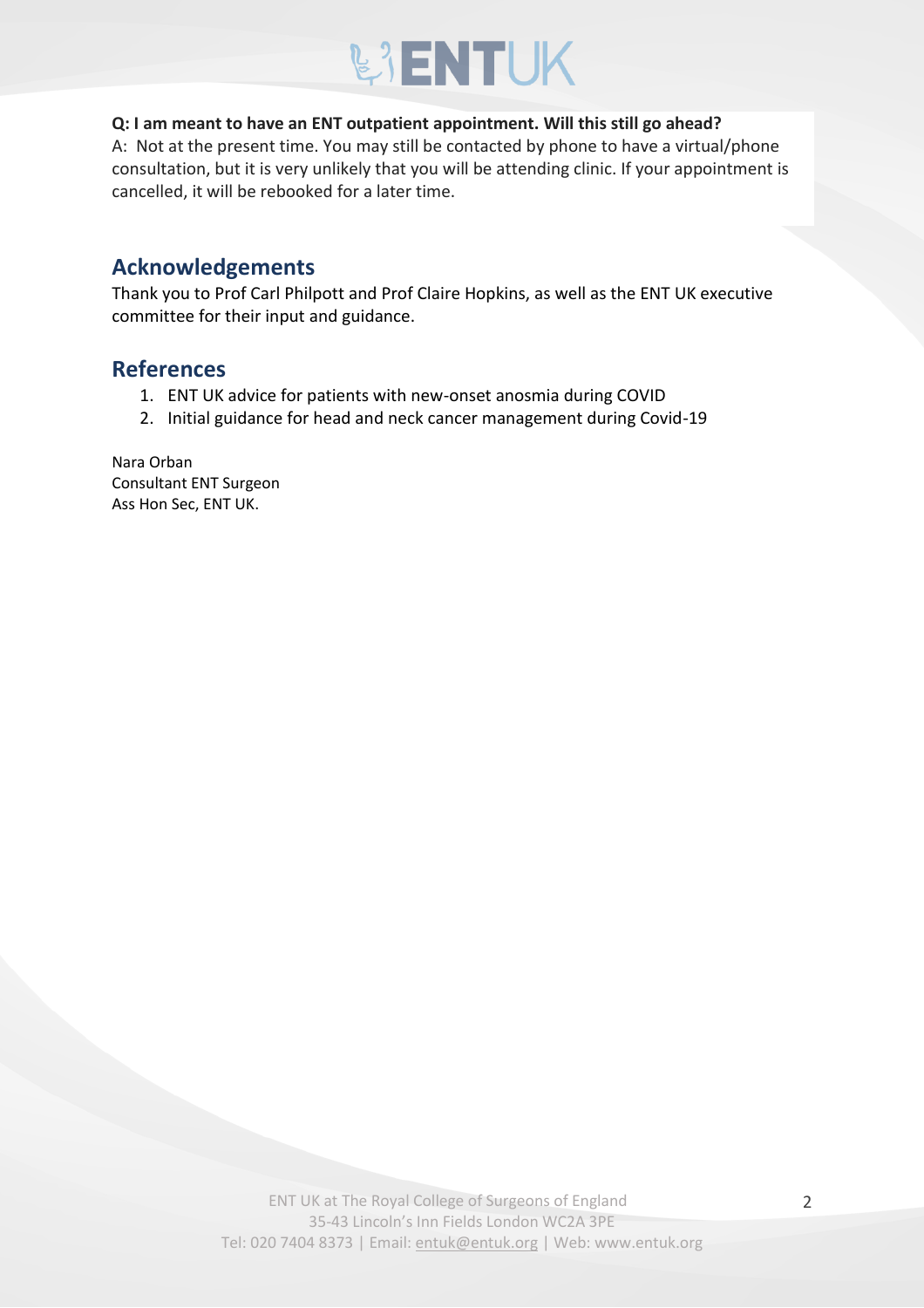**Q: I am meant to have an ENT outpatient appointment. Will this still go ahead?**

A: Not at the present time. You may still be contacted by phone to have a virtual/phone consultation, but it is very unlikely that you will be attending clinic. If your appointment is cancelled, it will be rebooked for a later time.

## Acknowledgements

Thank you to Prof Carl Philpott and Prof Claire Hopkins, as well as the ENT UK executive committee for their input and guidance.

## References

1. ENT UK advice for patients with new-onset anosmia during COVID
2. Initial guidance for head and neck cancer management during Covid-19

Nara Orban
Consultant ENT Surgeon
Ass Hon Sec, ENT UK.